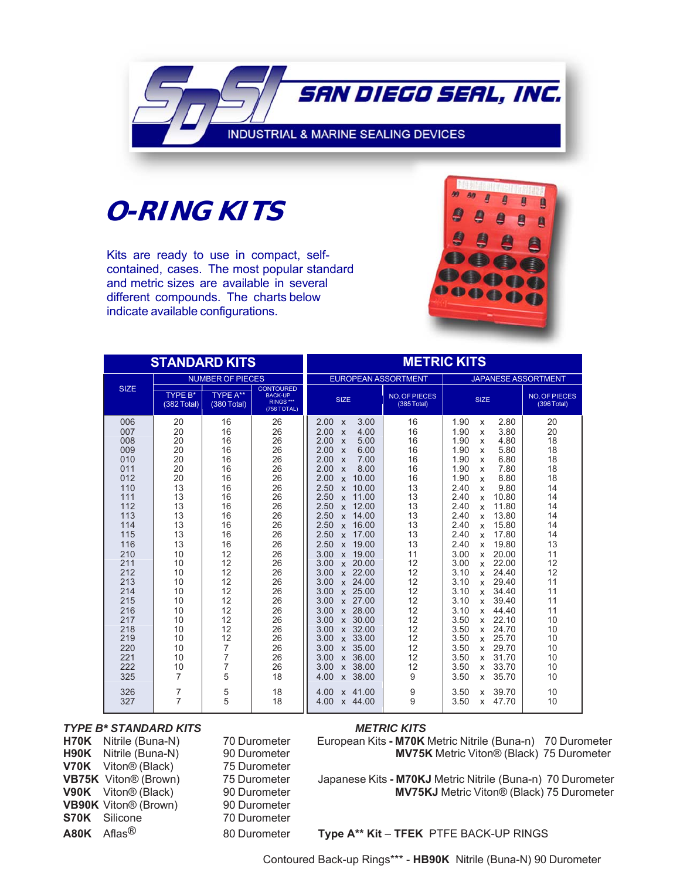# SAN DIEGO SEAL, INC.

INDUSTRIAL & MARINE SEALING DEVICES

## O-RING KITS

Kits are ready to use in compact, self-contained, cases. The most popular standard and metric sizes are available in several different compounds. The charts below indicate available configurations.

| STANDARD KITS | | | | METRIC KITS | | | |
|---|---|---|---|---|---|---|---|
| SIZE | NUMBER OF PIECES | | | EUROPEAN ASSORTMENT | | JAPANESE ASSORTMENT | |
| | TYPE B* (382 Total) | TYPE A** (380 Total) | CONTOURED BACK-UP RINGS *** (756 TOTAL) | SIZE | NO. OF PIECES (385 Total) | SIZE | NO. OF PIECES (396 Total) |
| 006 | 20 | 16 | 26 | 2.00 x 3.00 | 16 | 1.90 x 2.80 | 20 |
| 007 | 20 | 16 | 26 | 2.00 x 4.00 | 16 | 1.90 x 3.80 | 20 |
| 008 | 20 | 16 | 26 | 2.00 x 5.00 | 16 | 1.90 x 4.80 | 18 |
| 009 | 20 | 16 | 26 | 2.00 x 6.00 | 16 | 1.90 x 5.80 | 18 |
| 010 | 20 | 16 | 26 | 2.00 x 7.00 | 16 | 1.90 x 6.80 | 18 |
| 011 | 20 | 16 | 26 | 2.00 x 8.00 | 16 | 1.90 x 7.80 | 18 |
| 012 | 20 | 16 | 26 | 2.00 x 10.00 | 16 | 1.90 x 8.80 | 18 |
| 110 | 13 | 16 | 26 | 2.50 x 10.00 | 13 | 2.40 x 9.80 | 14 |
| 111 | 13 | 16 | 26 | 2.50 x 11.00 | 13 | 2.40 x 10.80 | 14 |
| 112 | 13 | 16 | 26 | 2.50 x 12.00 | 13 | 2.40 x 11.80 | 14 |
| 113 | 13 | 16 | 26 | 2.50 x 14.00 | 13 | 2.40 x 13.80 | 14 |
| 114 | 13 | 16 | 26 | 2.50 x 16.00 | 13 | 2.40 x 15.80 | 14 |
| 115 | 13 | 16 | 26 | 2.50 x 17.00 | 13 | 2.40 x 17.80 | 14 |
| 116 | 13 | 16 | 26 | 2.50 x 19.00 | 13 | 2.40 x 19.80 | 13 |
| 210 | 10 | 12 | 26 | 3.00 x 19.00 | 11 | 3.00 x 20.00 | 11 |
| 211 | 10 | 12 | 26 | 3.00 x 20.00 | 12 | 3.00 x 22.00 | 12 |
| 212 | 10 | 12 | 26 | 3.00 x 22.00 | 12 | 3.10 x 24.40 | 12 |
| 213 | 10 | 12 | 26 | 3.00 x 24.00 | 12 | 3.10 x 29.40 | 11 |
| 214 | 10 | 12 | 26 | 3.00 x 25.00 | 12 | 3.10 x 34.40 | 11 |
| 215 | 10 | 12 | 26 | 3.00 x 27.00 | 12 | 3.10 x 39.40 | 11 |
| 216 | 10 | 12 | 26 | 3.00 x 28.00 | 12 | 3.10 x 44.40 | 11 |
| 217 | 10 | 12 | 26 | 3.00 x 30.00 | 12 | 3.50 x 22.10 | 10 |
| 218 | 10 | 12 | 26 | 3.00 x 32.00 | 12 | 3.50 x 24.70 | 10 |
| 219 | 10 | 12 | 26 | 3.00 x 33.00 | 12 | 3.50 x 25.70 | 10 |
| 220 | 10 | 7 | 26 | 3.00 x 35.00 | 12 | 3.50 x 29.70 | 10 |
| 221 | 10 | 7 | 26 | 3.00 x 36.00 | 12 | 3.50 x 31.70 | 10 |
| 222 | 10 | 7 | 26 | 3.00 x 38.00 | 12 | 3.50 x 33.70 | 10 |
| 325 | 7 | 5 | 18 | 4.00 x 38.00 | 9 | 3.50 x 35.70 | 10 |
| 326 | 7 | 5 | 18 | 4.00 x 41.00 | 9 | 3.50 x 39.70 | 10 |
| 327 | 7 | 5 | 18 | 4.00 x 44.00 | 9 | 3.50 x 47.70 | 10 |

***TYPE B* STANDARD KITS***

**H70K** Nitrile (Buna-N) 70 Durometer
**H90K** Nitrile (Buna-N) 90 Durometer
**V70K** Viton® (Black) 75 Durometer
**VB75K** Viton® (Brown) 75 Durometer
**V90K** Viton® (Black) 90 Durometer
**VB90K** Viton® (Brown) 90 Durometer
**S70K** Silicone 70 Durometer
**A80K** Aflas® 80 Durometer

***METRIC KITS***

European Kits - **M70K** Metric Nitrile (Buna-n) 70 Durometer
**MV75K** Metric Viton® (Black) 75 Durometer

Japanese Kits - **M70KJ** Metric Nitrile (Buna-n) 70 Durometer
**MV75KJ** Metric Viton® (Black) 75 Durometer

**Type A** Kit** – **TFEK** PTFE BACK-UP RINGS

Contoured Back-up Rings*** - **HB90K** Nitrile (Buna-N) 90 Durometer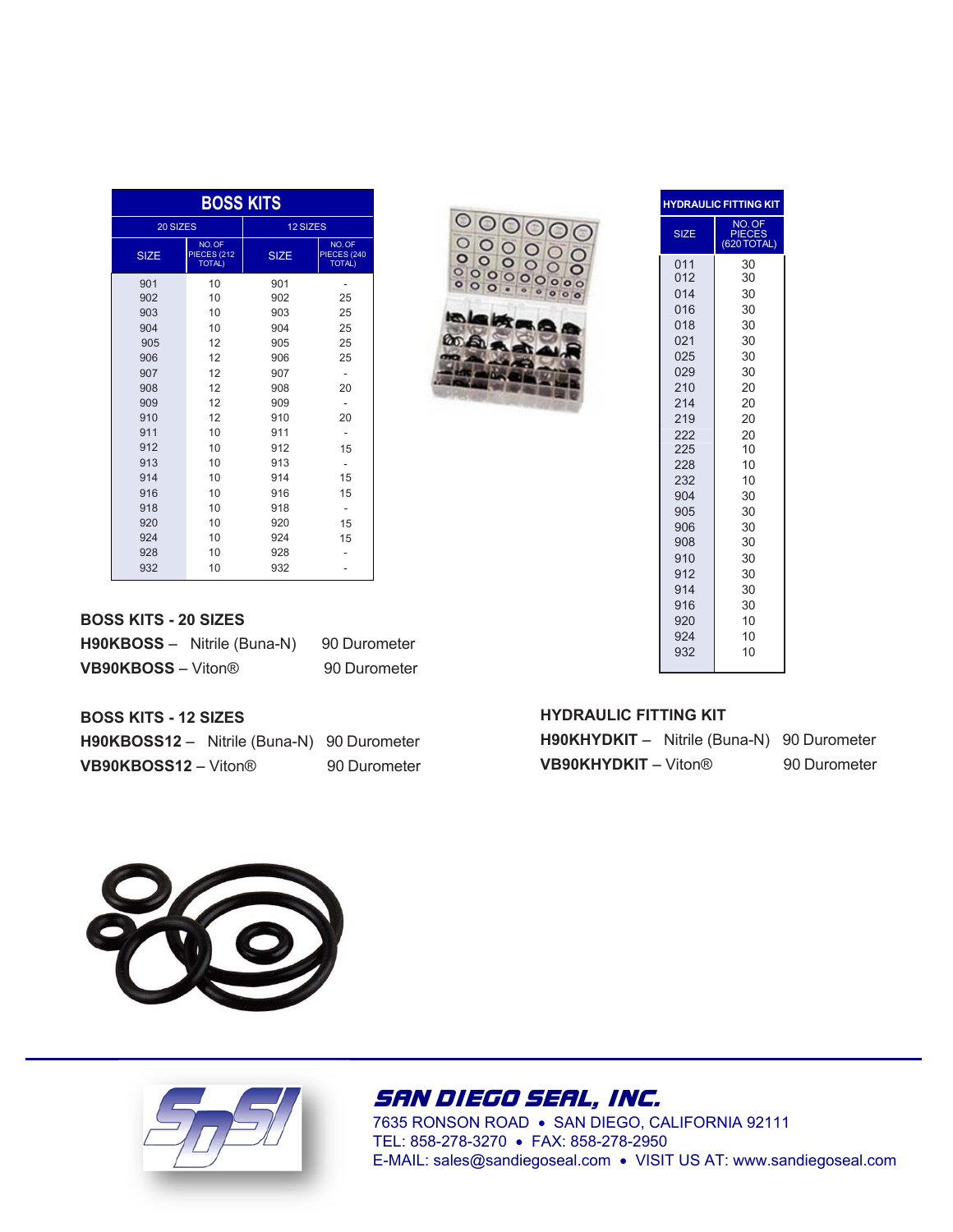## BOSS KITS

| 20 SIZES | | 12 SIZES | |
|---|---|---|---|
| SIZE | NO. OF PIECES (212 TOTAL) | SIZE | NO. OF PIECES (240 TOTAL) |
| 901 | 10 | 901 | - |
| 902 | 10 | 902 | 25 |
| 903 | 10 | 903 | 25 |
| 904 | 10 | 904 | 25 |
| 905 | 12 | 905 | 25 |
| 906 | 12 | 906 | 25 |
| 907 | 12 | 907 | - |
| 908 | 12 | 908 | 20 |
| 909 | 12 | 909 | - |
| 910 | 12 | 910 | 20 |
| 911 | 10 | 911 | - |
| 912 | 10 | 912 | 15 |
| 913 | 10 | 913 | - |
| 914 | 10 | 914 | 15 |
| 916 | 10 | 916 | 15 |
| 918 | 10 | 918 | - |
| 920 | 10 | 920 | 15 |
| 924 | 10 | 924 | 15 |
| 928 | 10 | 928 | - |
| 932 | 10 | 932 | - |

### BOSS KITS - 20 SIZES

**H90KBOSS** – Nitrile (Buna-N) 90 Durometer
**VB90KBOSS** – Viton® 90 Durometer

### BOSS KITS - 12 SIZES

**H90KBOSS12** – Nitrile (Buna-N) 90 Durometer
**VB90KBOSS12** – Viton® 90 Durometer

## HYDRAULIC FITTING KIT

| SIZE | NO. OF PIECES (620 TOTAL) |
|---|---|
| 011 | 30 |
| 012 | 30 |
| 014 | 30 |
| 016 | 30 |
| 018 | 30 |
| 021 | 30 |
| 025 | 30 |
| 029 | 30 |
| 210 | 20 |
| 214 | 20 |
| 219 | 20 |
| 222 | 20 |
| 225 | 10 |
| 228 | 10 |
| 232 | 10 |
| 904 | 30 |
| 905 | 30 |
| 906 | 30 |
| 908 | 30 |
| 910 | 30 |
| 912 | 30 |
| 914 | 30 |
| 916 | 30 |
| 920 | 10 |
| 924 | 10 |
| 932 | 10 |

### HYDRAULIC FITTING KIT

**H90KHYDKIT** – Nitrile (Buna-N) 90 Durometer
**VB90KHYDKIT** – Viton® 90 Durometer

**SAN DIEGO SEAL, INC.**
7635 RONSON ROAD • SAN DIEGO, CALIFORNIA 92111
TEL: 858-278-3270 • FAX: 858-278-2950
E-MAIL: sales@sandiegoseal.com • VISIT US AT: www.sandiegoseal.com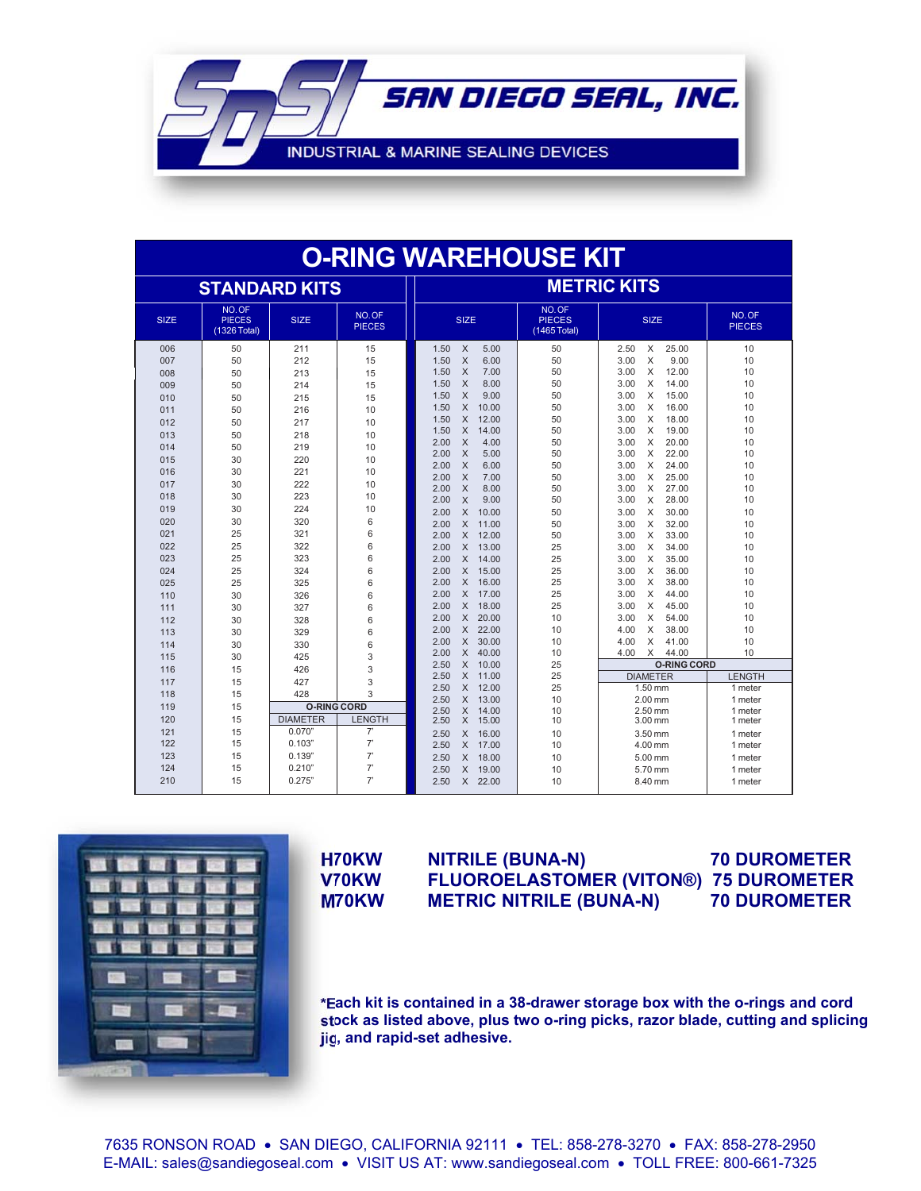# SAN DIEGO SEAL, INC.

INDUSTRIAL & MARINE SEALING DEVICES

## O-RING WAREHOUSE KIT

### STANDARD KITS

| SIZE | NO. OF PIECES (1326 Total) | SIZE | NO. OF PIECES |
|---|---|---|---|
| 006 | 50 | 211 | 15 |
| 007 | 50 | 212 | 15 |
| 008 | 50 | 213 | 15 |
| 009 | 50 | 214 | 15 |
| 010 | 50 | 215 | 15 |
| 011 | 50 | 216 | 10 |
| 012 | 50 | 217 | 10 |
| 013 | 50 | 218 | 10 |
| 014 | 50 | 219 | 10 |
| 015 | 30 | 220 | 10 |
| 016 | 30 | 221 | 10 |
| 017 | 30 | 222 | 10 |
| 018 | 30 | 223 | 10 |
| 019 | 30 | 224 | 10 |
| 020 | 30 | 320 | 6 |
| 021 | 25 | 321 | 6 |
| 022 | 25 | 322 | 6 |
| 023 | 25 | 323 | 6 |
| 024 | 25 | 324 | 6 |
| 025 | 25 | 325 | 6 |
| 110 | 30 | 326 | 6 |
| 111 | 30 | 327 | 6 |
| 112 | 30 | 328 | 6 |
| 113 | 30 | 329 | 6 |
| 114 | 30 | 330 | 6 |
| 115 | 30 | 425 | 3 |
| 116 | 15 | 426 | 3 |
| 117 | 15 | 427 | 3 |
| 118 | 15 | 428 | 3 |
| 119 | 15 | **O-RING CORD** | |
| 120 | 15 | DIAMETER | LENGTH |
| 121 | 15 | 0.070" | 7' |
| 122 | 15 | 0.103" | 7' |
| 123 | 15 | 0.139" | 7' |
| 124 | 15 | 0.210" | 7' |
| 210 | 15 | 0.275" | 7' |

### METRIC KITS

| SIZE | NO. OF PIECES (1465 Total) | SIZE | NO. OF PIECES |
|---|---|---|---|
| 1.50 X 5.00 | 50 | 2.50 X 25.00 | 10 |
| 1.50 X 6.00 | 50 | 3.00 X 9.00 | 10 |
| 1.50 X 7.00 | 50 | 3.00 X 12.00 | 10 |
| 1.50 X 8.00 | 50 | 3.00 X 14.00 | 10 |
| 1.50 X 9.00 | 50 | 3.00 X 15.00 | 10 |
| 1.50 X 10.00 | 50 | 3.00 X 16.00 | 10 |
| 1.50 X 12.00 | 50 | 3.00 X 18.00 | 10 |
| 1.50 X 14.00 | 50 | 3.00 X 19.00 | 10 |
| 2.00 X 4.00 | 50 | 3.00 X 20.00 | 10 |
| 2.00 X 5.00 | 50 | 3.00 X 22.00 | 10 |
| 2.00 X 6.00 | 50 | 3.00 X 24.00 | 10 |
| 2.00 X 7.00 | 50 | 3.00 X 25.00 | 10 |
| 2.00 X 8.00 | 50 | 3.00 X 27.00 | 10 |
| 2.00 X 9.00 | 50 | 3.00 X 28.00 | 10 |
| 2.00 X 10.00 | 50 | 3.00 X 30.00 | 10 |
| 2.00 X 11.00 | 50 | 3.00 X 32.00 | 10 |
| 2.00 X 12.00 | 50 | 3.00 X 33.00 | 10 |
| 2.00 X 13.00 | 25 | 3.00 X 34.00 | 10 |
| 2.00 X 14.00 | 25 | 3.00 X 35.00 | 10 |
| 2.00 X 15.00 | 25 | 3.00 X 36.00 | 10 |
| 2.00 X 16.00 | 25 | 3.00 X 38.00 | 10 |
| 2.00 X 17.00 | 25 | 3.00 X 44.00 | 10 |
| 2.00 X 18.00 | 25 | 3.00 X 45.00 | 10 |
| 2.00 X 20.00 | 10 | 3.00 X 54.00 | 10 |
| 2.00 X 22.00 | 10 | 4.00 X 38.00 | 10 |
| 2.00 X 30.00 | 10 | 4.00 X 41.00 | 10 |
| 2.00 X 40.00 | 10 | 4.00 X 44.00 | 10 |
| 2.50 X 10.00 | 25 | **O-RING CORD** | |
| 2.50 X 11.00 | 25 | DIAMETER | LENGTH |
| 2.50 X 12.00 | 25 | 1.50 mm | 1 meter |
| 2.50 X 13.00 | 10 | 2.00 mm | 1 meter |
| 2.50 X 14.00 | 10 | 2.50 mm | 1 meter |
| 2.50 X 15.00 | 10 | 3.00 mm | 1 meter |
| 2.50 X 16.00 | 10 | 3.50 mm | 1 meter |
| 2.50 X 17.00 | 10 | 4.00 mm | 1 meter |
| 2.50 X 18.00 | 10 | 5.00 mm | 1 meter |
| 2.50 X 19.00 | 10 | 5.70 mm | 1 meter |
| 2.50 X 22.00 | 10 | 8.40 mm | 1 meter |

| | | |
|---|---|---|
| **H70KW** | **NITRILE (BUNA-N)** | **70 DUROMETER** |
| **V70KW** | **FLUOROELASTOMER (VITON®)** | **75 DUROMETER** |
| **M70KW** | **METRIC NITRILE (BUNA-N)** | **70 DUROMETER** |

**\*Each kit is contained in a 38-drawer storage box with the o-rings and cord stock as listed above, plus two o-ring picks, razor blade, cutting and splicing jig, and rapid-set adhesive.**

7635 RONSON ROAD • SAN DIEGO, CALIFORNIA 92111 • TEL: 858-278-3270 • FAX: 858-278-2950
E-MAIL: sales@sandiegoseal.com • VISIT US AT: www.sandiegoseal.com • TOLL FREE: 800-661-7325